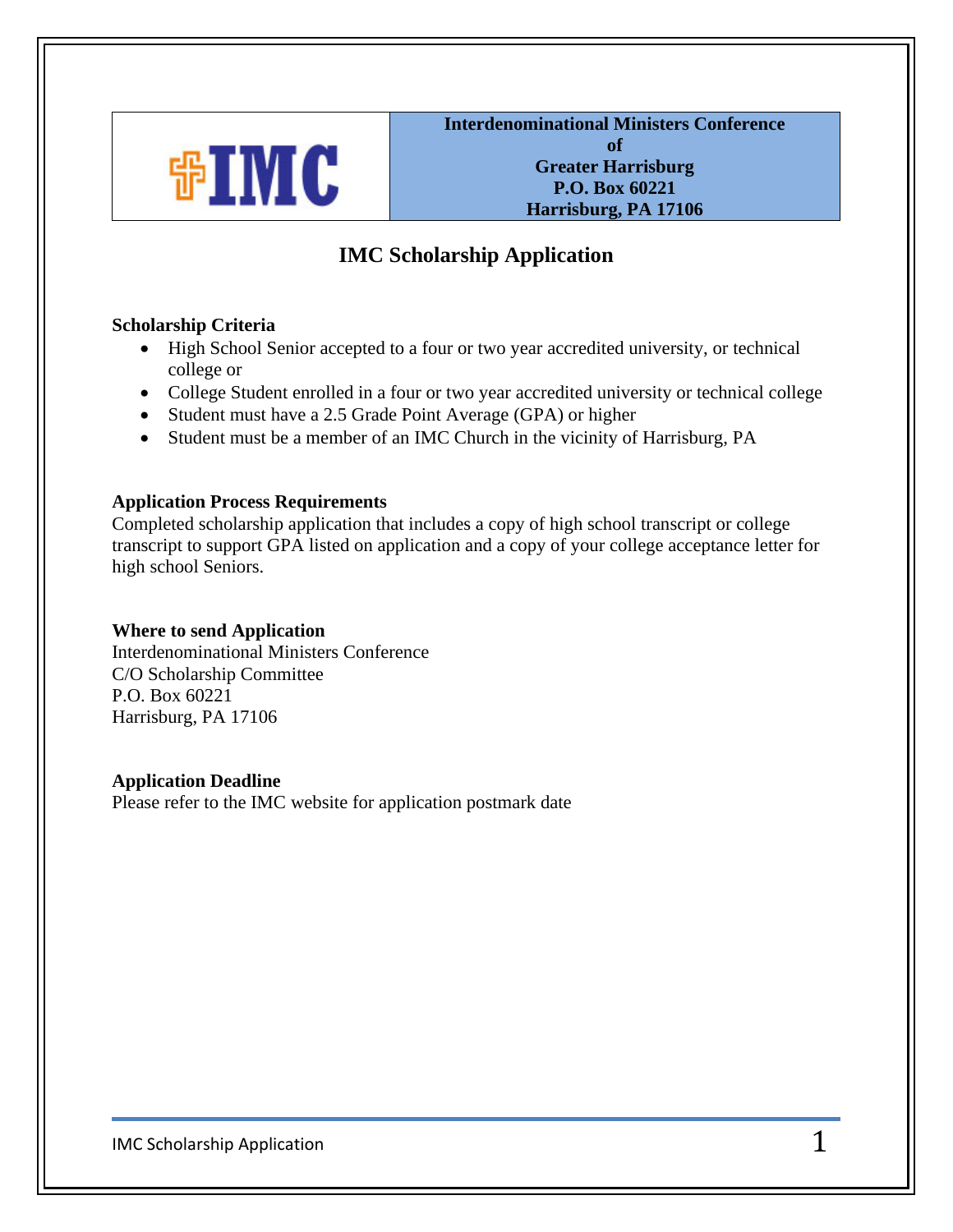| IMC | **Interdenominational Ministers Conference of Greater Harrisburg P.O. Box 60221 Harrisburg, PA 17106** |
|---|---|

# IMC Scholarship Application

**Scholarship Criteria**

- High School Senior accepted to a four or two year accredited university, or technical college or
- College Student enrolled in a four or two year accredited university or technical college
- Student must have a 2.5 Grade Point Average (GPA) or higher
- Student must be a member of an IMC Church in the vicinity of Harrisburg, PA

**Application Process Requirements**

Completed scholarship application that includes a copy of high school transcript or college transcript to support GPA listed on application and a copy of your college acceptance letter for high school Seniors.

**Where to send Application**

Interdenominational Ministers Conference
C/O Scholarship Committee
P.O. Box 60221
Harrisburg, PA 17106

**Application Deadline**

Please refer to the IMC website for application postmark date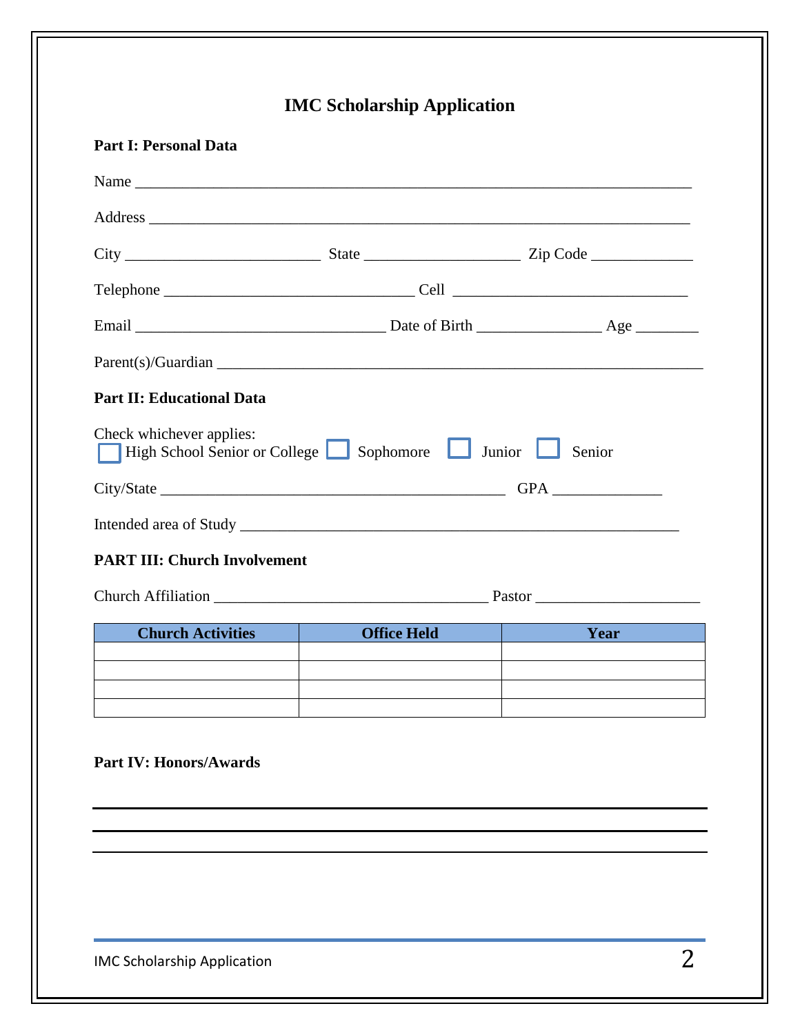# IMC Scholarship Application

**Part I: Personal Data**

Name ______________________________________________________________________

Address ____________________________________________________________________

City ________________________ State ___________________ Zip Code _____________

Telephone _______________________________ Cell _____________________________

Email _______________________________ Date of Birth _______________ Age ________

Parent(s)/Guardian ____________________________________________________________

**Part II: Educational Data**

Check whichever applies:
☐ High School Senior or College ☐ Sophomore ☐ Junior ☐ Senior

City/State __________________________________________ GPA ______________

Intended area of Study _______________________________________________________

**PART III: Church Involvement**

Church Affiliation __________________________________ Pastor ____________________

| Church Activities | Office Held | Year |
|---|---|---|
| | | |
| | | |
| | | |
| | | |

**Part IV: Honors/Awards**

______________________________________________________________________________

______________________________________________________________________________

______________________________________________________________________________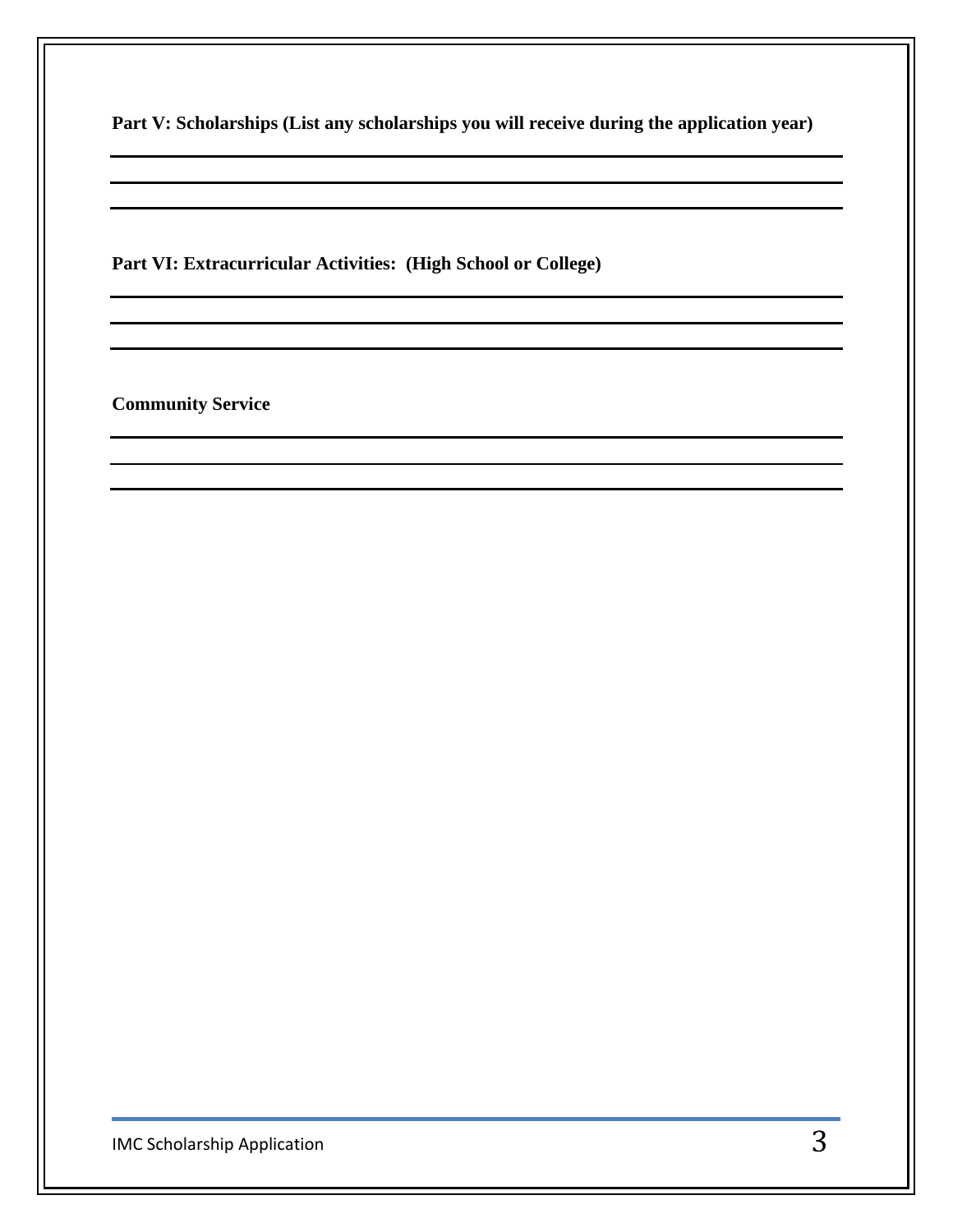**Part V: Scholarships (List any scholarships you will receive during the application year)**

______________________________________________________________________

______________________________________________________________________

______________________________________________________________________

**Part VI: Extracurricular Activities: (High School or College)**

______________________________________________________________________

______________________________________________________________________

______________________________________________________________________

**Community Service**

______________________________________________________________________

______________________________________________________________________

______________________________________________________________________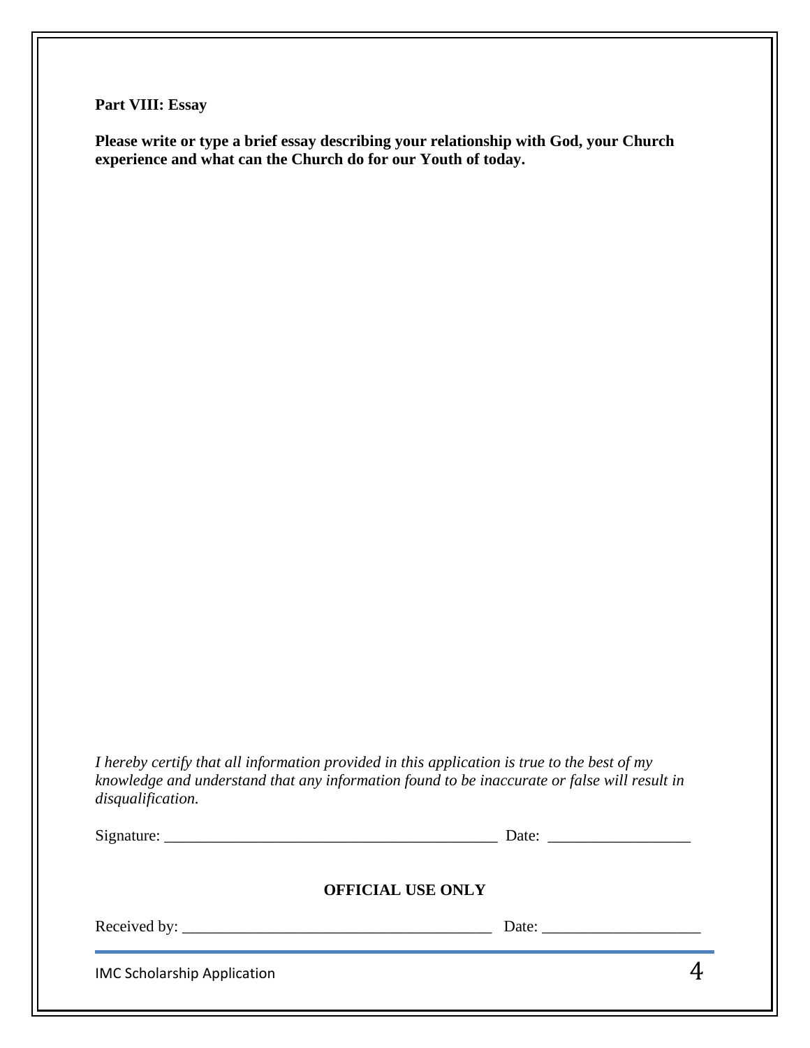**Part VIII: Essay**

**Please write or type a brief essay describing your relationship with God, your Church experience and what can the Church do for our Youth of today.**

*I hereby certify that all information provided in this application is true to the best of my knowledge and understand that any information found to be inaccurate or false will result in disqualification.*

Signature: ___________________________________________ Date: __________________

**OFFICIAL USE ONLY**

Received by: _______________________________________ Date: ____________________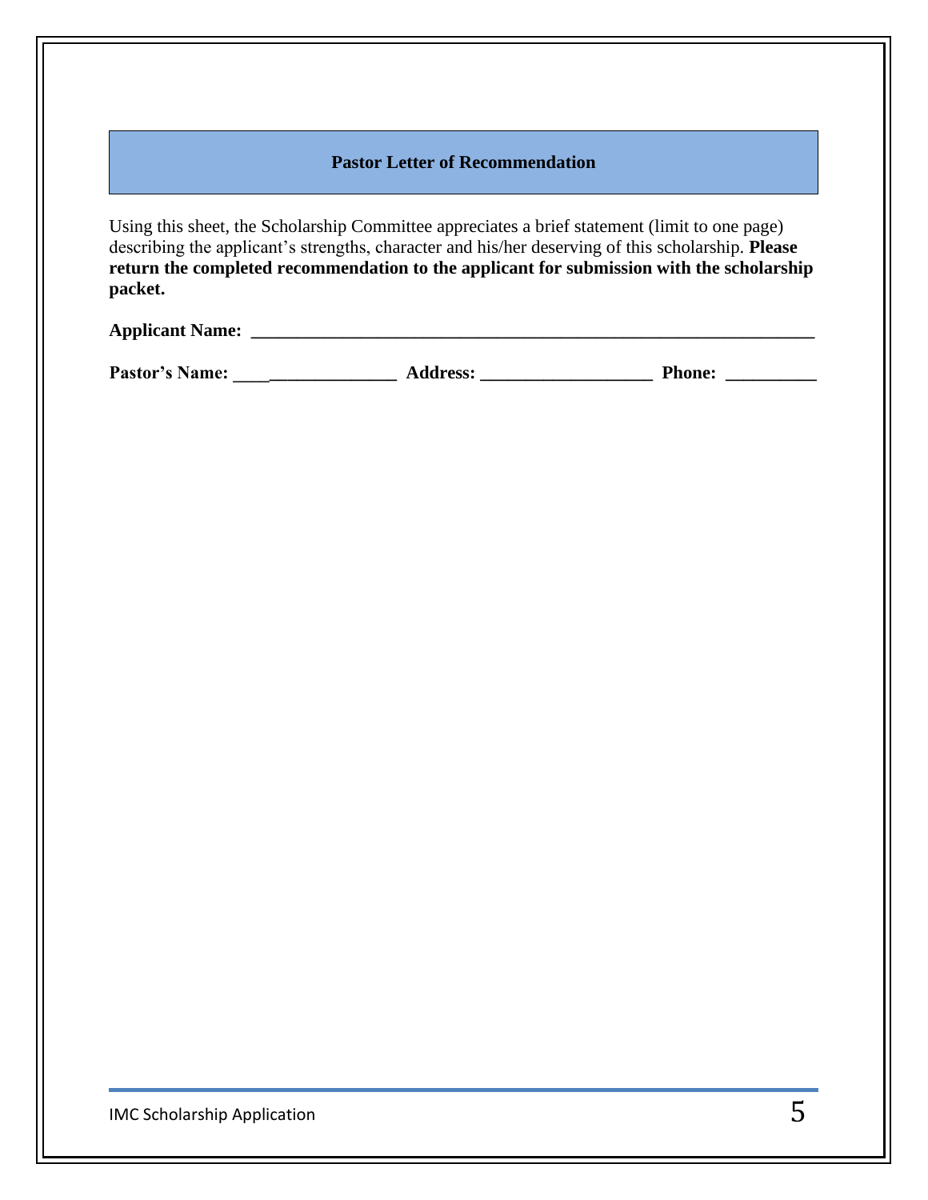## Pastor Letter of Recommendation

Using this sheet, the Scholarship Committee appreciates a brief statement (limit to one page) describing the applicant's strengths, character and his/her deserving of this scholarship. **Please return the completed recommendation to the applicant for submission with the scholarship packet.**

**Applicant Name:** ___________________________________________________________________

**Pastor's Name:** ____________________ **Address:** ____________________ **Phone:** __________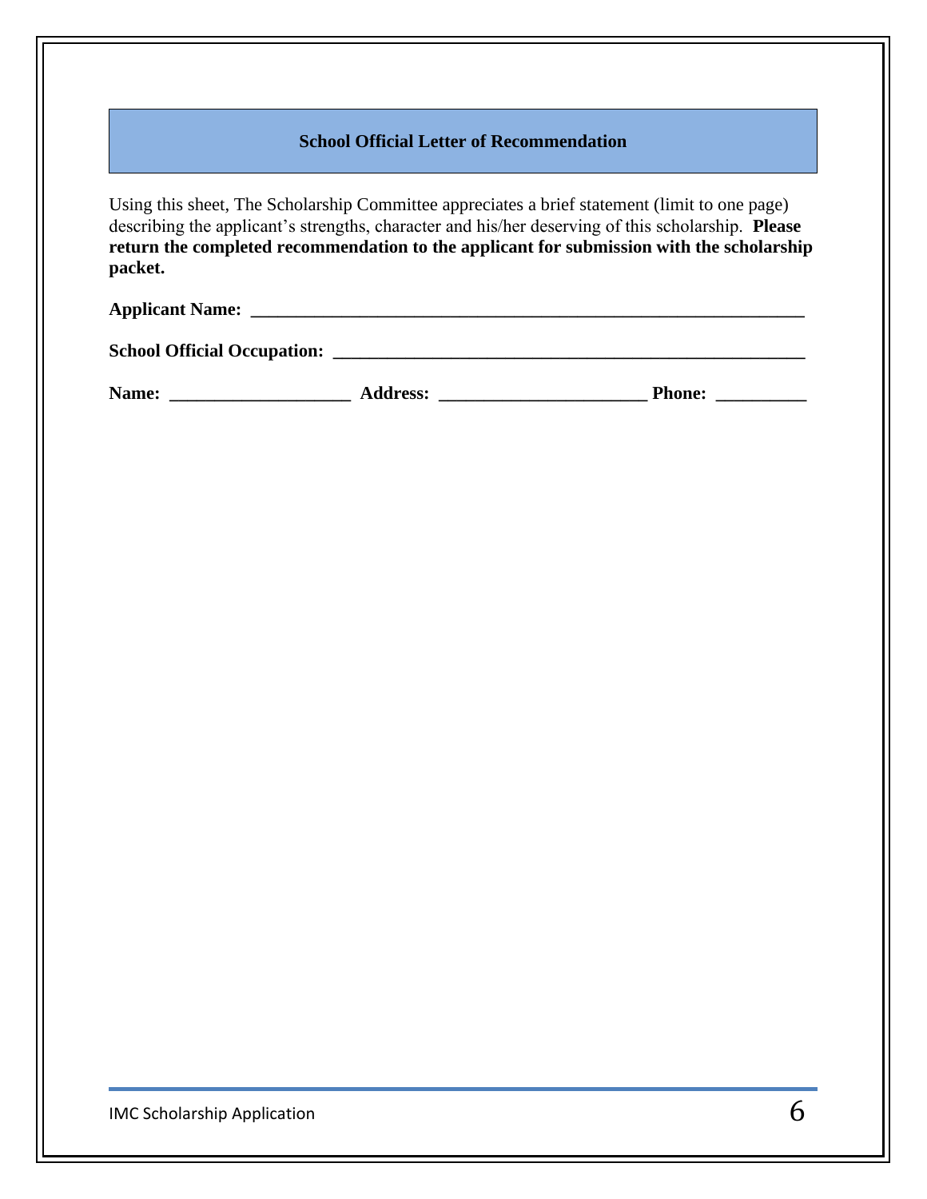## School Official Letter of Recommendation

Using this sheet, The Scholarship Committee appreciates a brief statement (limit to one page) describing the applicant's strengths, character and his/her deserving of this scholarship. **Please return the completed recommendation to the applicant for submission with the scholarship packet.**

**Applicant Name:** ______________________________________________________________

**School Official Occupation:** ______________________________________________________

**Name:** ____________________ **Address:** _______________________ **Phone:** __________